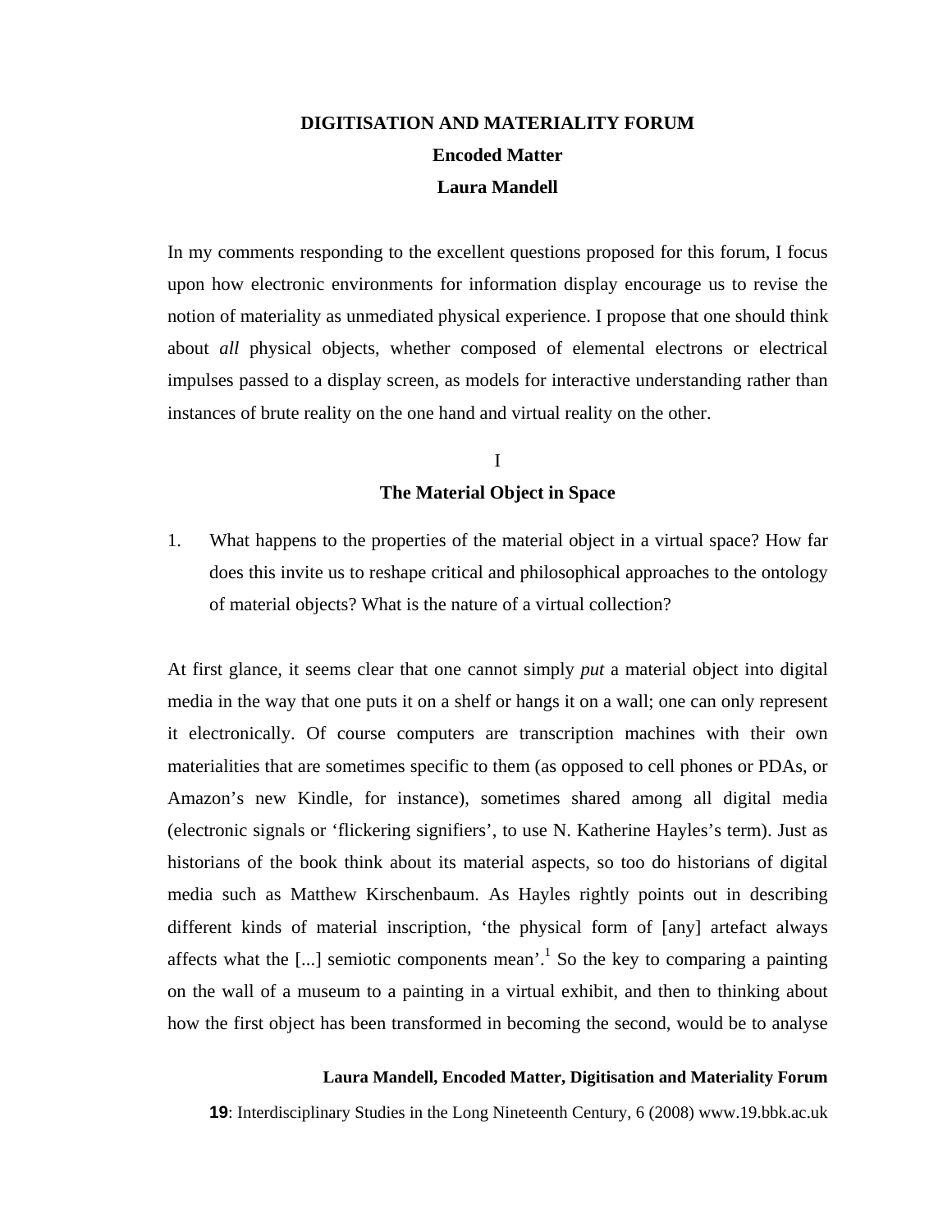# DIGITISATION AND MATERIALITY FORUM

## Encoded Matter

### Laura Mandell

In my comments responding to the excellent questions proposed for this forum, I focus upon how electronic environments for information display encourage us to revise the notion of materiality as unmediated physical experience. I propose that one should think about *all* physical objects, whether composed of elemental electrons or electrical impulses passed to a display screen, as models for interactive understanding rather than instances of brute reality on the one hand and virtual reality on the other.

## I

## The Material Object in Space

1. What happens to the properties of the material object in a virtual space? How far does this invite us to reshape critical and philosophical approaches to the ontology of material objects? What is the nature of a virtual collection?

At first glance, it seems clear that one cannot simply *put* a material object into digital media in the way that one puts it on a shelf or hangs it on a wall; one can only represent it electronically. Of course computers are transcription machines with their own materialities that are sometimes specific to them (as opposed to cell phones or PDAs, or Amazon's new Kindle, for instance), sometimes shared among all digital media (electronic signals or 'flickering signifiers', to use N. Katherine Hayles's term). Just as historians of the book think about its material aspects, so too do historians of digital media such as Matthew Kirschenbaum. As Hayles rightly points out in describing different kinds of material inscription, 'the physical form of [any] artefact always affects what the [...] semiotic components mean'.[1] So the key to comparing a painting on the wall of a museum to a painting in a virtual exhibit, and then to thinking about how the first object has been transformed in becoming the second, would be to analyse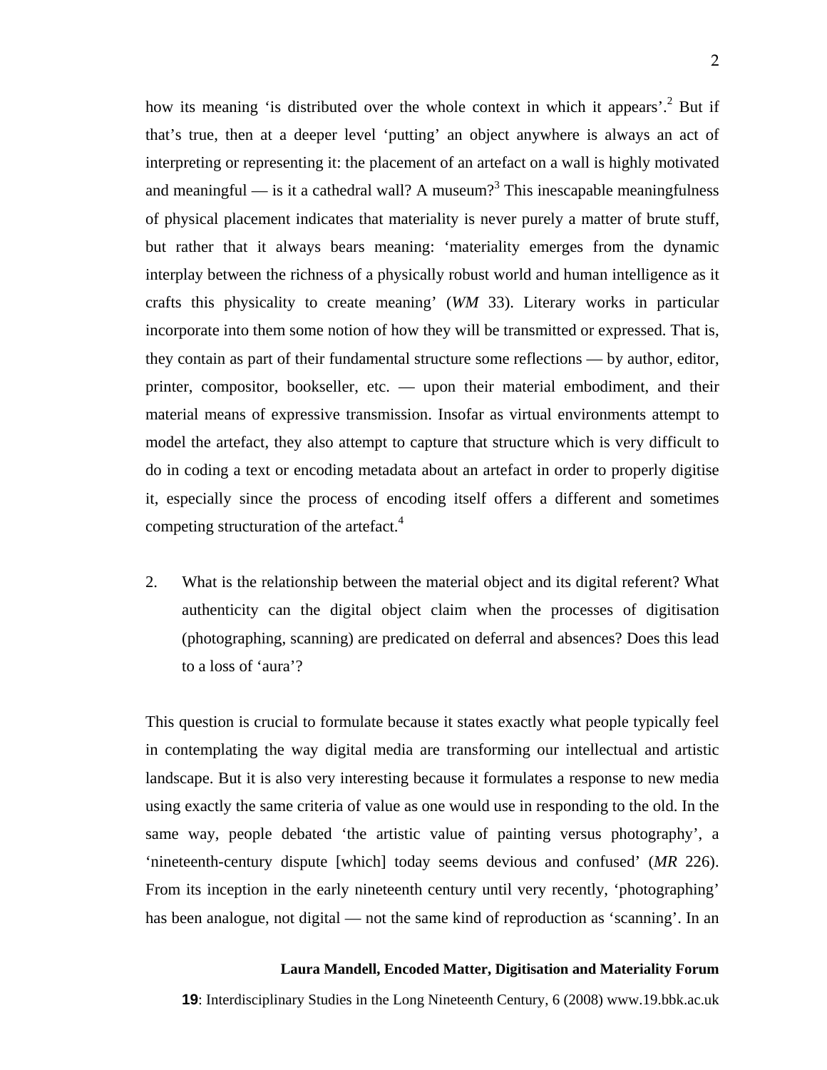how its meaning 'is distributed over the whole context in which it appears'.[2] But if that's true, then at a deeper level 'putting' an object anywhere is always an act of interpreting or representing it: the placement of an artefact on a wall is highly motivated and meaningful — is it a cathedral wall? A museum?[3] This inescapable meaningfulness of physical placement indicates that materiality is never purely a matter of brute stuff, but rather that it always bears meaning: 'materiality emerges from the dynamic interplay between the richness of a physically robust world and human intelligence as it crafts this physicality to create meaning' (*WM* 33). Literary works in particular incorporate into them some notion of how they will be transmitted or expressed. That is, they contain as part of their fundamental structure some reflections — by author, editor, printer, compositor, bookseller, etc. — upon their material embodiment, and their material means of expressive transmission. Insofar as virtual environments attempt to model the artefact, they also attempt to capture that structure which is very difficult to do in coding a text or encoding metadata about an artefact in order to properly digitise it, especially since the process of encoding itself offers a different and sometimes competing structuration of the artefact.[4]

2. What is the relationship between the material object and its digital referent? What authenticity can the digital object claim when the processes of digitisation (photographing, scanning) are predicated on deferral and absences? Does this lead to a loss of 'aura'?

This question is crucial to formulate because it states exactly what people typically feel in contemplating the way digital media are transforming our intellectual and artistic landscape. But it is also very interesting because it formulates a response to new media using exactly the same criteria of value as one would use in responding to the old. In the same way, people debated 'the artistic value of painting versus photography', a 'nineteenth-century dispute [which] today seems devious and confused' (*MR* 226). From its inception in the early nineteenth century until very recently, 'photographing' has been analogue, not digital — not the same kind of reproduction as 'scanning'. In an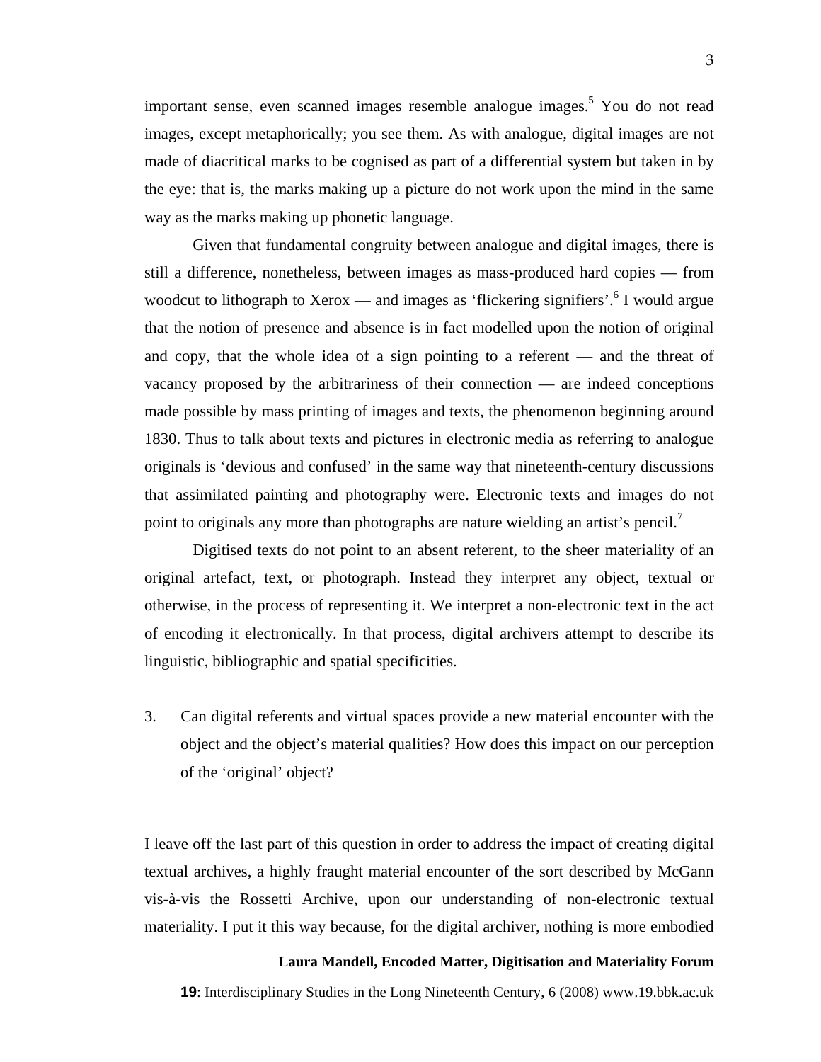important sense, even scanned images resemble analogue images.[5] You do not read images, except metaphorically; you see them. As with analogue, digital images are not made of diacritical marks to be cognised as part of a differential system but taken in by the eye: that is, the marks making up a picture do not work upon the mind in the same way as the marks making up phonetic language.

Given that fundamental congruity between analogue and digital images, there is still a difference, nonetheless, between images as mass-produced hard copies — from woodcut to lithograph to Xerox — and images as 'flickering signifiers'.[6] I would argue that the notion of presence and absence is in fact modelled upon the notion of original and copy, that the whole idea of a sign pointing to a referent — and the threat of vacancy proposed by the arbitrariness of their connection — are indeed conceptions made possible by mass printing of images and texts, the phenomenon beginning around 1830. Thus to talk about texts and pictures in electronic media as referring to analogue originals is 'devious and confused' in the same way that nineteenth-century discussions that assimilated painting and photography were. Electronic texts and images do not point to originals any more than photographs are nature wielding an artist's pencil.[7]

Digitised texts do not point to an absent referent, to the sheer materiality of an original artefact, text, or photograph. Instead they interpret any object, textual or otherwise, in the process of representing it. We interpret a non-electronic text in the act of encoding it electronically. In that process, digital archivers attempt to describe its linguistic, bibliographic and spatial specificities.

3. Can digital referents and virtual spaces provide a new material encounter with the object and the object's material qualities? How does this impact on our perception of the 'original' object?

I leave off the last part of this question in order to address the impact of creating digital textual archives, a highly fraught material encounter of the sort described by McGann vis-à-vis the Rossetti Archive, upon our understanding of non-electronic textual materiality. I put it this way because, for the digital archiver, nothing is more embodied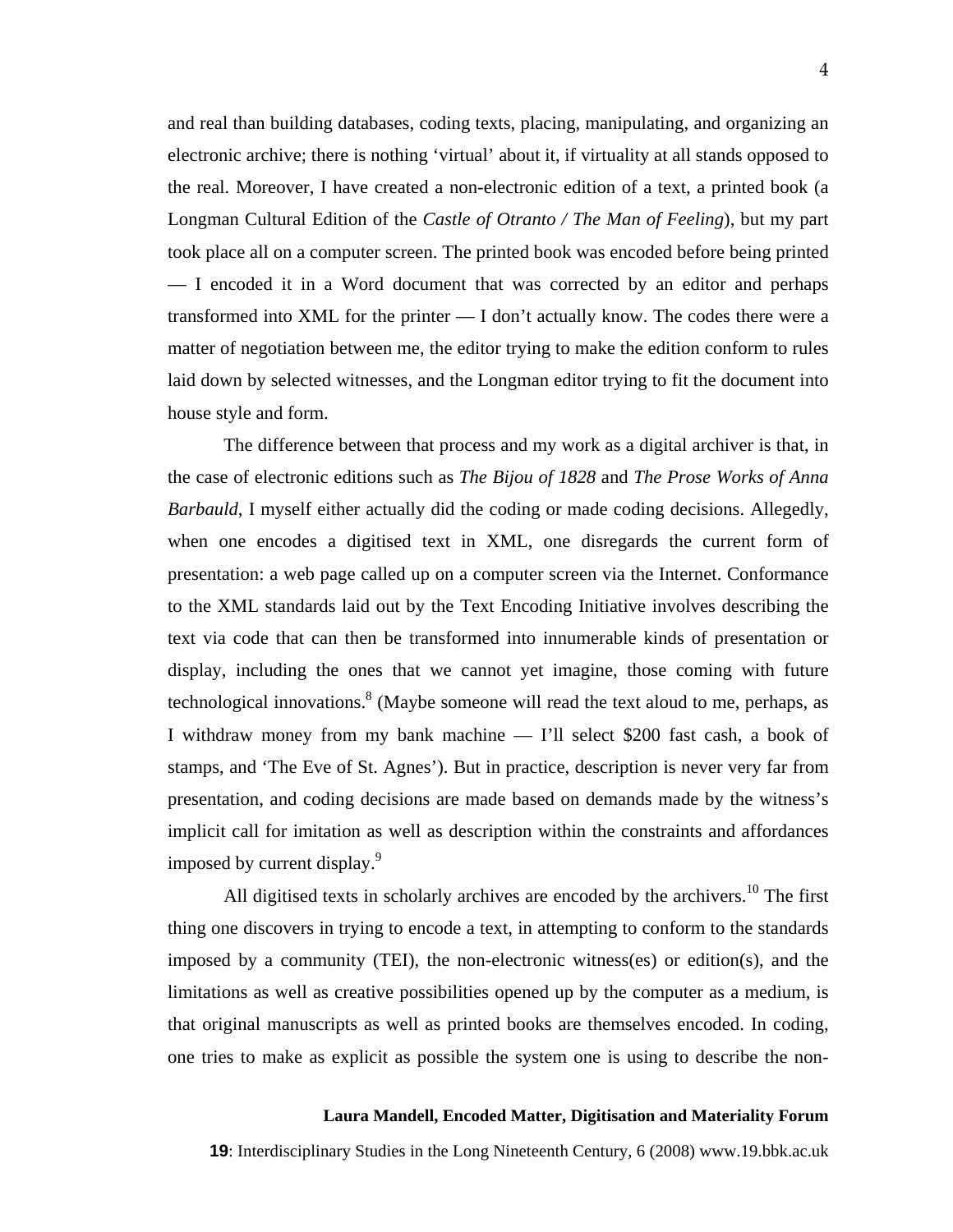and real than building databases, coding texts, placing, manipulating, and organizing an electronic archive; there is nothing 'virtual' about it, if virtuality at all stands opposed to the real. Moreover, I have created a non-electronic edition of a text, a printed book (a Longman Cultural Edition of the *Castle of Otranto / The Man of Feeling*), but my part took place all on a computer screen. The printed book was encoded before being printed — I encoded it in a Word document that was corrected by an editor and perhaps transformed into XML for the printer — I don't actually know. The codes there were a matter of negotiation between me, the editor trying to make the edition conform to rules laid down by selected witnesses, and the Longman editor trying to fit the document into house style and form.

The difference between that process and my work as a digital archiver is that, in the case of electronic editions such as *The Bijou of 1828* and *The Prose Works of Anna Barbauld*, I myself either actually did the coding or made coding decisions. Allegedly, when one encodes a digitised text in XML, one disregards the current form of presentation: a web page called up on a computer screen via the Internet. Conformance to the XML standards laid out by the Text Encoding Initiative involves describing the text via code that can then be transformed into innumerable kinds of presentation or display, including the ones that we cannot yet imagine, those coming with future technological innovations.[8] (Maybe someone will read the text aloud to me, perhaps, as I withdraw money from my bank machine — I'll select $200 fast cash, a book of stamps, and 'The Eve of St. Agnes'). But in practice, description is never very far from presentation, and coding decisions are made based on demands made by the witness's implicit call for imitation as well as description within the constraints and affordances imposed by current display.[9]

All digitised texts in scholarly archives are encoded by the archivers.[10] The first thing one discovers in trying to encode a text, in attempting to conform to the standards imposed by a community (TEI), the non-electronic witness(es) or edition(s), and the limitations as well as creative possibilities opened up by the computer as a medium, is that original manuscripts as well as printed books are themselves encoded. In coding, one tries to make as explicit as possible the system one is using to describe the non-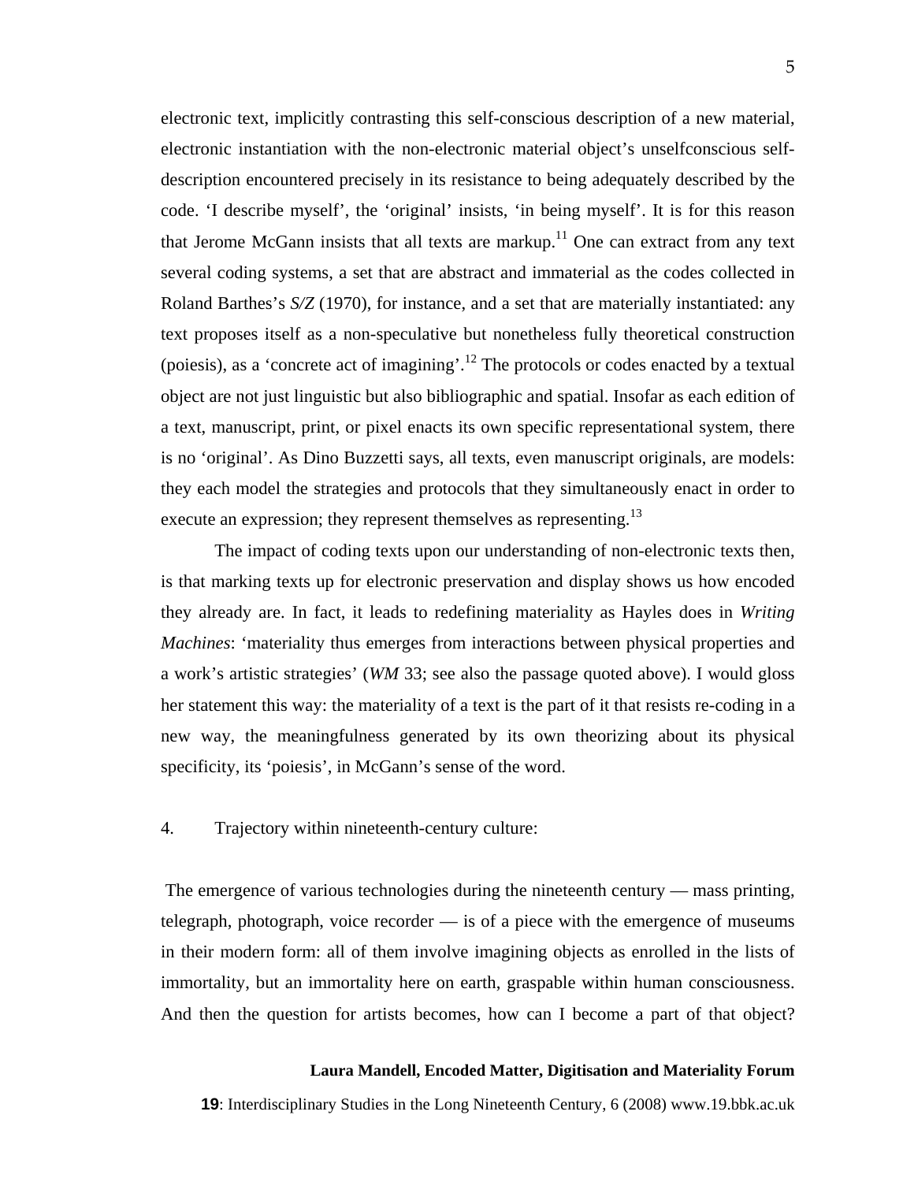electronic text, implicitly contrasting this self-conscious description of a new material, electronic instantiation with the non-electronic material object's unselfconscious self-description encountered precisely in its resistance to being adequately described by the code. 'I describe myself', the 'original' insists, 'in being myself'. It is for this reason that Jerome McGann insists that all texts are markup.[11] One can extract from any text several coding systems, a set that are abstract and immaterial as the codes collected in Roland Barthes's *S/Z* (1970), for instance, and a set that are materially instantiated: any text proposes itself as a non-speculative but nonetheless fully theoretical construction (poiesis), as a 'concrete act of imagining'.[12] The protocols or codes enacted by a textual object are not just linguistic but also bibliographic and spatial. Insofar as each edition of a text, manuscript, print, or pixel enacts its own specific representational system, there is no 'original'. As Dino Buzzetti says, all texts, even manuscript originals, are models: they each model the strategies and protocols that they simultaneously enact in order to execute an expression; they represent themselves as representing.[13]

The impact of coding texts upon our understanding of non-electronic texts then, is that marking texts up for electronic preservation and display shows us how encoded they already are. In fact, it leads to redefining materiality as Hayles does in *Writing Machines*: 'materiality thus emerges from interactions between physical properties and a work's artistic strategies' (*WM* 33; see also the passage quoted above). I would gloss her statement this way: the materiality of a text is the part of it that resists re-coding in a new way, the meaningfulness generated by its own theorizing about its physical specificity, its 'poiesis', in McGann's sense of the word.

4. Trajectory within nineteenth-century culture:

The emergence of various technologies during the nineteenth century — mass printing, telegraph, photograph, voice recorder — is of a piece with the emergence of museums in their modern form: all of them involve imagining objects as enrolled in the lists of immortality, but an immortality here on earth, graspable within human consciousness. And then the question for artists becomes, how can I become a part of that object?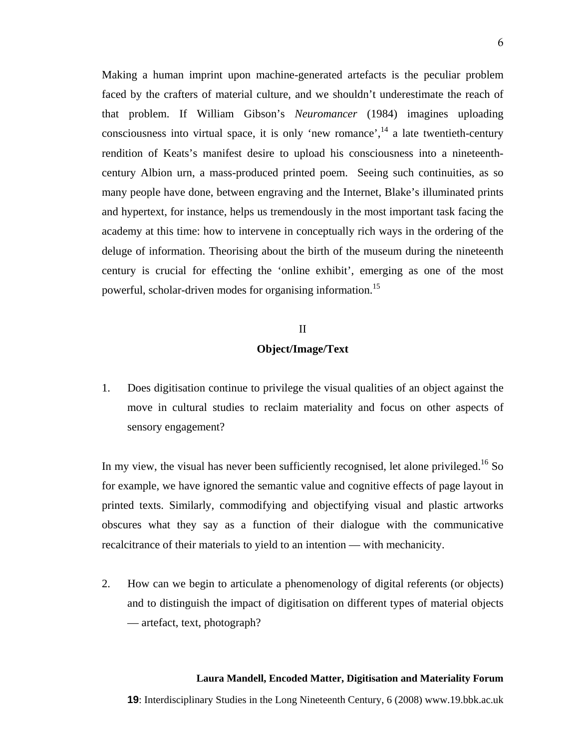Making a human imprint upon machine-generated artefacts is the peculiar problem faced by the crafters of material culture, and we shouldn't underestimate the reach of that problem. If William Gibson's *Neuromancer* (1984) imagines uploading consciousness into virtual space, it is only 'new romance',[14] a late twentieth-century rendition of Keats's manifest desire to upload his consciousness into a nineteenth-century Albion urn, a mass-produced printed poem. Seeing such continuities, as so many people have done, between engraving and the Internet, Blake's illuminated prints and hypertext, for instance, helps us tremendously in the most important task facing the academy at this time: how to intervene in conceptually rich ways in the ordering of the deluge of information. Theorising about the birth of the museum during the nineteenth century is crucial for effecting the 'online exhibit', emerging as one of the most powerful, scholar-driven modes for organising information.[15]

## II

## Object/Image/Text

1. Does digitisation continue to privilege the visual qualities of an object against the move in cultural studies to reclaim materiality and focus on other aspects of sensory engagement?

In my view, the visual has never been sufficiently recognised, let alone privileged.[16] So for example, we have ignored the semantic value and cognitive effects of page layout in printed texts. Similarly, commodifying and objectifying visual and plastic artworks obscures what they say as a function of their dialogue with the communicative recalcitrance of their materials to yield to an intention — with mechanicity.

2. How can we begin to articulate a phenomenology of digital referents (or objects) and to distinguish the impact of digitisation on different types of material objects — artefact, text, photograph?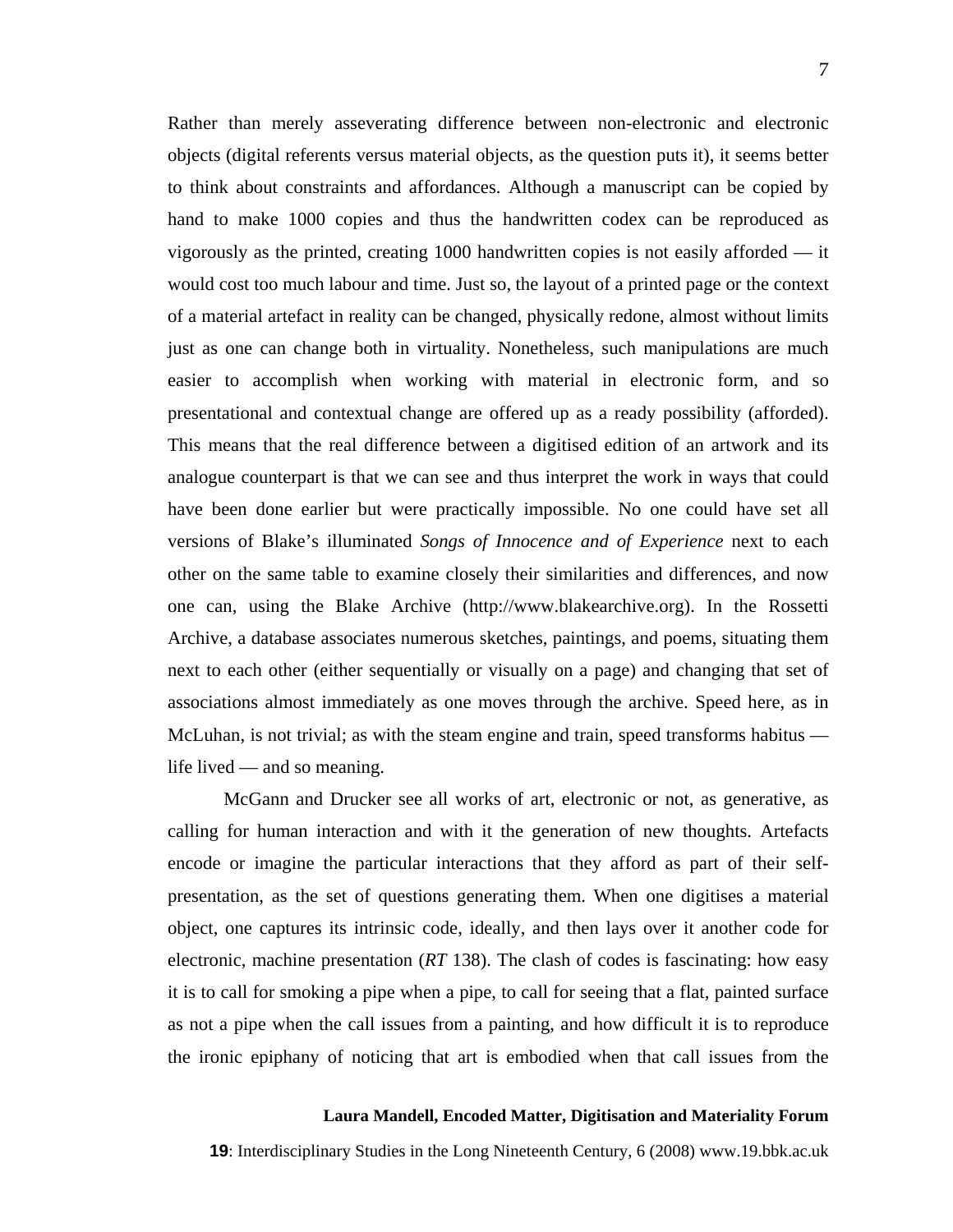Rather than merely asseverating difference between non-electronic and electronic objects (digital referents versus material objects, as the question puts it), it seems better to think about constraints and affordances. Although a manuscript can be copied by hand to make 1000 copies and thus the handwritten codex can be reproduced as vigorously as the printed, creating 1000 handwritten copies is not easily afforded — it would cost too much labour and time. Just so, the layout of a printed page or the context of a material artefact in reality can be changed, physically redone, almost without limits just as one can change both in virtuality. Nonetheless, such manipulations are much easier to accomplish when working with material in electronic form, and so presentational and contextual change are offered up as a ready possibility (afforded). This means that the real difference between a digitised edition of an artwork and its analogue counterpart is that we can see and thus interpret the work in ways that could have been done earlier but were practically impossible. No one could have set all versions of Blake's illuminated *Songs of Innocence and of Experience* next to each other on the same table to examine closely their similarities and differences, and now one can, using the Blake Archive (http://www.blakearchive.org). In the Rossetti Archive, a database associates numerous sketches, paintings, and poems, situating them next to each other (either sequentially or visually on a page) and changing that set of associations almost immediately as one moves through the archive. Speed here, as in McLuhan, is not trivial; as with the steam engine and train, speed transforms habitus — life lived — and so meaning.

McGann and Drucker see all works of art, electronic or not, as generative, as calling for human interaction and with it the generation of new thoughts. Artefacts encode or imagine the particular interactions that they afford as part of their self-presentation, as the set of questions generating them. When one digitises a material object, one captures its intrinsic code, ideally, and then lays over it another code for electronic, machine presentation (*RT* 138). The clash of codes is fascinating: how easy it is to call for smoking a pipe when a pipe, to call for seeing that a flat, painted surface as not a pipe when the call issues from a painting, and how difficult it is to reproduce the ironic epiphany of noticing that art is embodied when that call issues from the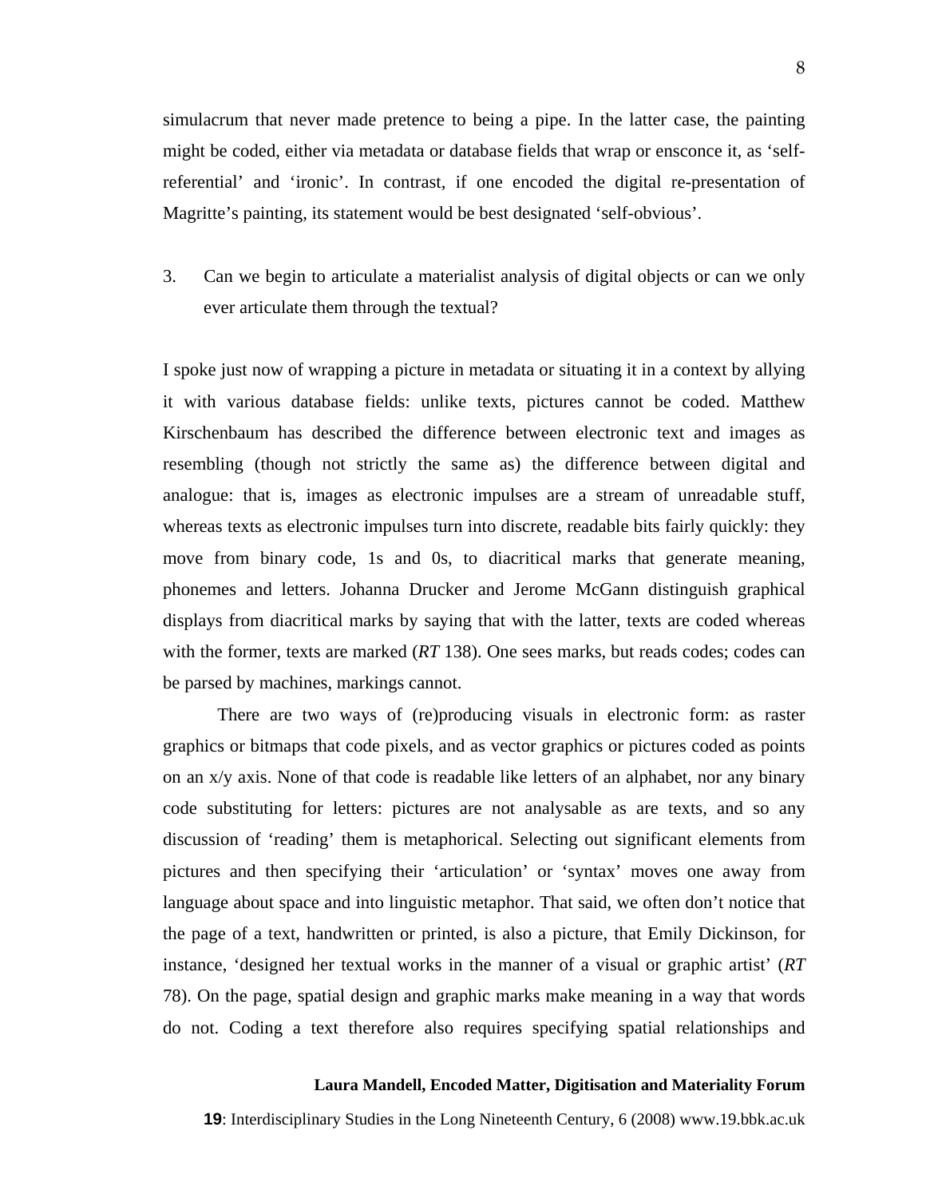simulacrum that never made pretence to being a pipe. In the latter case, the painting might be coded, either via metadata or database fields that wrap or ensconce it, as 'self-referential' and 'ironic'. In contrast, if one encoded the digital re-presentation of Magritte's painting, its statement would be best designated 'self-obvious'.

3. Can we begin to articulate a materialist analysis of digital objects or can we only ever articulate them through the textual?

I spoke just now of wrapping a picture in metadata or situating it in a context by allying it with various database fields: unlike texts, pictures cannot be coded. Matthew Kirschenbaum has described the difference between electronic text and images as resembling (though not strictly the same as) the difference between digital and analogue: that is, images as electronic impulses are a stream of unreadable stuff, whereas texts as electronic impulses turn into discrete, readable bits fairly quickly: they move from binary code, 1s and 0s, to diacritical marks that generate meaning, phonemes and letters. Johanna Drucker and Jerome McGann distinguish graphical displays from diacritical marks by saying that with the latter, texts are coded whereas with the former, texts are marked (*RT* 138). One sees marks, but reads codes; codes can be parsed by machines, markings cannot.

There are two ways of (re)producing visuals in electronic form: as raster graphics or bitmaps that code pixels, and as vector graphics or pictures coded as points on an x/y axis. None of that code is readable like letters of an alphabet, nor any binary code substituting for letters: pictures are not analysable as are texts, and so any discussion of 'reading' them is metaphorical. Selecting out significant elements from pictures and then specifying their 'articulation' or 'syntax' moves one away from language about space and into linguistic metaphor. That said, we often don't notice that the page of a text, handwritten or printed, is also a picture, that Emily Dickinson, for instance, 'designed her textual works in the manner of a visual or graphic artist' (*RT* 78). On the page, spatial design and graphic marks make meaning in a way that words do not. Coding a text therefore also requires specifying spatial relationships and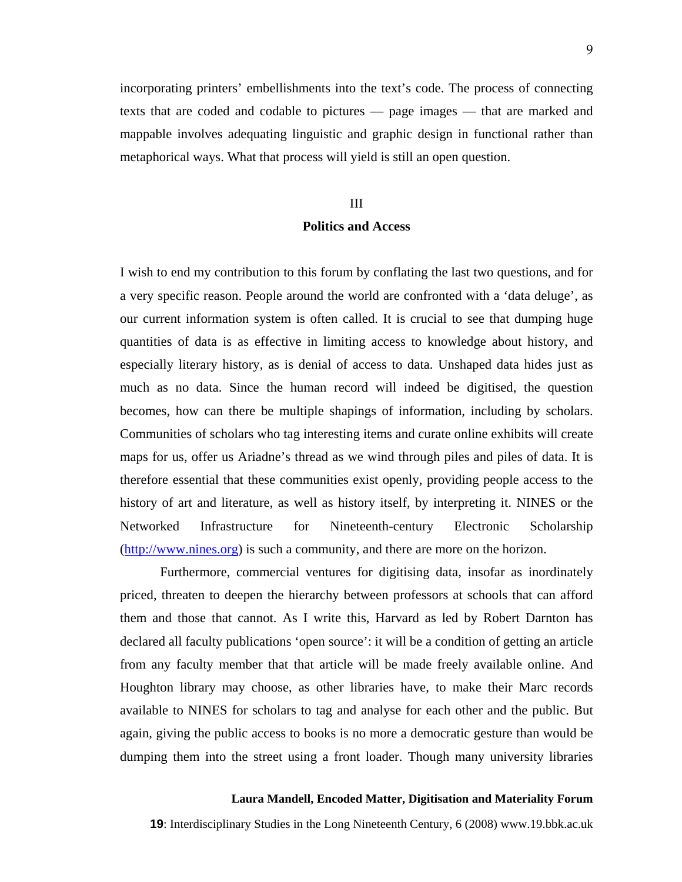incorporating printers' embellishments into the text's code. The process of connecting texts that are coded and codable to pictures — page images — that are marked and mappable involves adequating linguistic and graphic design in functional rather than metaphorical ways. What that process will yield is still an open question.

## III
## Politics and Access

I wish to end my contribution to this forum by conflating the last two questions, and for a very specific reason. People around the world are confronted with a 'data deluge', as our current information system is often called. It is crucial to see that dumping huge quantities of data is as effective in limiting access to knowledge about history, and especially literary history, as is denial of access to data. Unshaped data hides just as much as no data. Since the human record will indeed be digitised, the question becomes, how can there be multiple shapings of information, including by scholars. Communities of scholars who tag interesting items and curate online exhibits will create maps for us, offer us Ariadne's thread as we wind through piles and piles of data. It is therefore essential that these communities exist openly, providing people access to the history of art and literature, as well as history itself, by interpreting it. NINES or the Networked Infrastructure for Nineteenth-century Electronic Scholarship (http://www.nines.org) is such a community, and there are more on the horizon.

Furthermore, commercial ventures for digitising data, insofar as inordinately priced, threaten to deepen the hierarchy between professors at schools that can afford them and those that cannot. As I write this, Harvard as led by Robert Darnton has declared all faculty publications 'open source': it will be a condition of getting an article from any faculty member that that article will be made freely available online. And Houghton library may choose, as other libraries have, to make their Marc records available to NINES for scholars to tag and analyse for each other and the public. But again, giving the public access to books is no more a democratic gesture than would be dumping them into the street using a front loader. Though many university libraries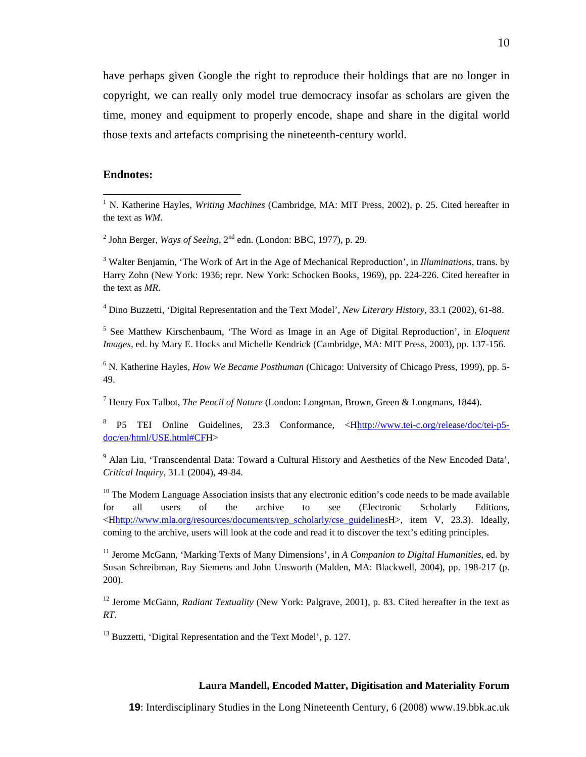have perhaps given Google the right to reproduce their holdings that are no longer in copyright, we can really only model true democracy insofar as scholars are given the time, money and equipment to properly encode, shape and share in the digital world those texts and artefacts comprising the nineteenth-century world.

**Endnotes:**

[1] N. Katherine Hayles, *Writing Machines* (Cambridge, MA: MIT Press, 2002), p. 25. Cited hereafter in the text as *WM*.

[2] John Berger, *Ways of Seeing*, 2nd edn. (London: BBC, 1977), p. 29.

[3] Walter Benjamin, 'The Work of Art in the Age of Mechanical Reproduction', in *Illuminations*, trans. by Harry Zohn (New York: 1936; repr. New York: Schocken Books, 1969), pp. 224-226. Cited hereafter in the text as *MR*.

[4] Dino Buzzetti, 'Digital Representation and the Text Model', *New Literary History*, 33.1 (2002), 61-88.

[5] See Matthew Kirschenbaum, 'The Word as Image in an Age of Digital Reproduction', in *Eloquent Images*, ed. by Mary E. Hocks and Michelle Kendrick (Cambridge, MA: MIT Press, 2003), pp. 137-156.

[6] N. Katherine Hayles, *How We Became Posthuman* (Chicago: University of Chicago Press, 1999), pp. 5-49.

[7] Henry Fox Talbot, *The Pencil of Nature* (London: Longman, Brown, Green & Longmans, 1844).

[8] P5 TEI Online Guidelines, 23.3 Conformance, <Hhttp://www.tei-c.org/release/doc/tei-p5-doc/en/html/USE.html#CFH>

[9] Alan Liu, 'Transcendental Data: Toward a Cultural History and Aesthetics of the New Encoded Data', *Critical Inquiry*, 31.1 (2004), 49-84.

[10] The Modern Language Association insists that any electronic edition's code needs to be made available for all users of the archive to see (Electronic Scholarly Editions, <Hhttp://www.mla.org/resources/documents/rep_scholarly/cse_guidelinesH>, item V, 23.3). Ideally, coming to the archive, users will look at the code and read it to discover the text's editing principles.

[11] Jerome McGann, 'Marking Texts of Many Dimensions', in *A Companion to Digital Humanities*, ed. by Susan Schreibman, Ray Siemens and John Unsworth (Malden, MA: Blackwell, 2004), pp. 198-217 (p. 200).

[12] Jerome McGann, *Radiant Textuality* (New York: Palgrave, 2001), p. 83. Cited hereafter in the text as *RT*.

[13] Buzzetti, 'Digital Representation and the Text Model', p. 127.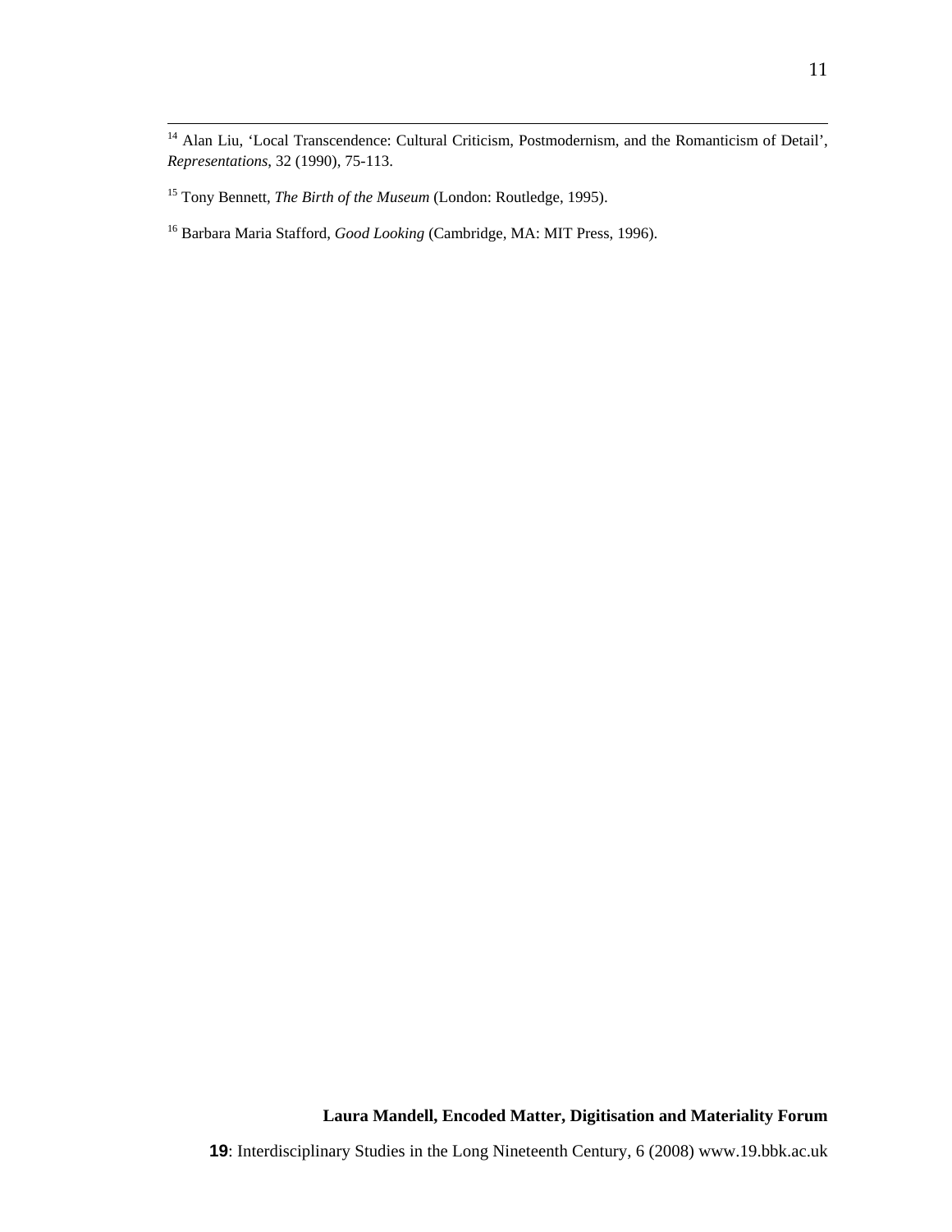[14] Alan Liu, 'Local Transcendence: Cultural Criticism, Postmodernism, and the Romanticism of Detail', *Representations*, 32 (1990), 75-113.

[15] Tony Bennett, *The Birth of the Museum* (London: Routledge, 1995).

[16] Barbara Maria Stafford, *Good Looking* (Cambridge, MA: MIT Press, 1996).